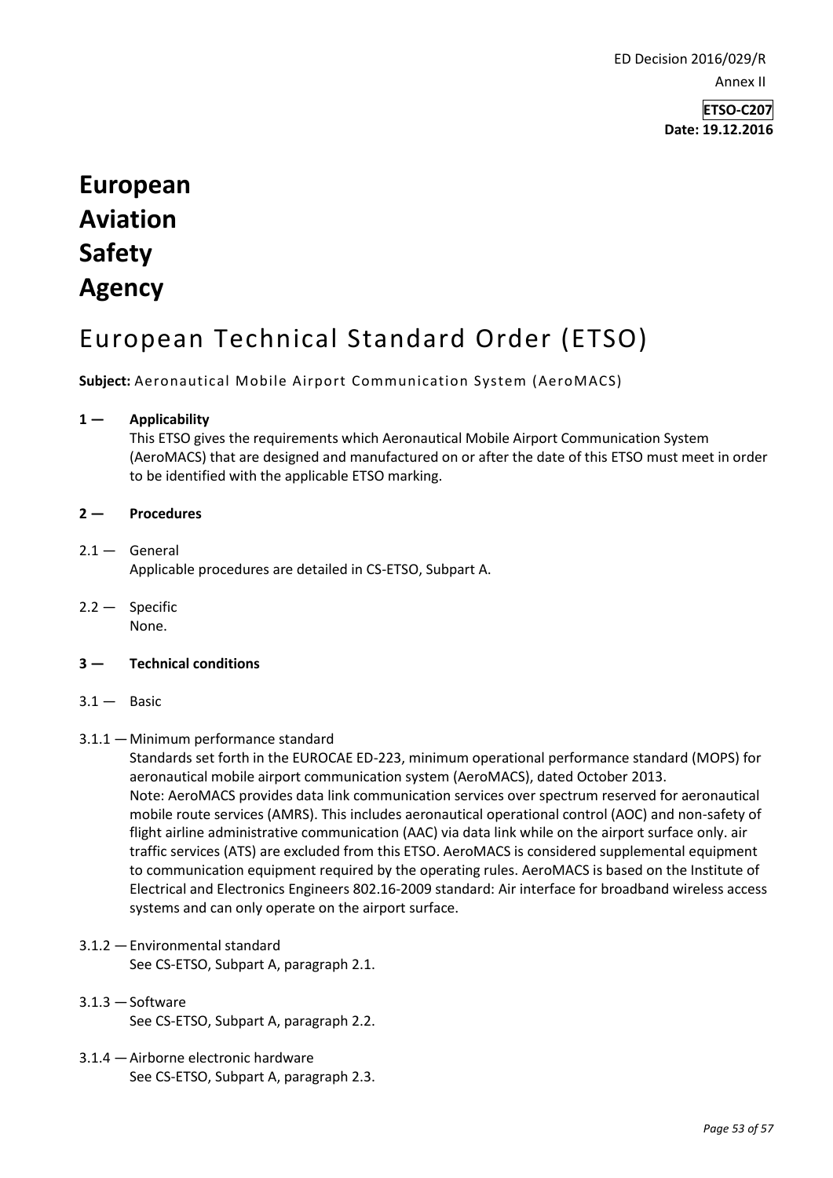ED Decision 2016/029/R

Annex II

**ETSO-C207**
**Date: 19.12.2016**

# European Aviation Safety Agency

# European Technical Standard Order (ETSO)

**Subject:** Aeronautical Mobile Airport Communication System (AeroMACS)

## 1 — Applicability

This ETSO gives the requirements which Aeronautical Mobile Airport Communication System (AeroMACS) that are designed and manufactured on or after the date of this ETSO must meet in order to be identified with the applicable ETSO marking.

## 2 — Procedures

2.1 — General

Applicable procedures are detailed in CS-ETSO, Subpart A.

2.2 — Specific

None.

## 3 — Technical conditions

3.1 — Basic

3.1.1 — Minimum performance standard

Standards set forth in the EUROCAE ED-223, minimum operational performance standard (MOPS) for aeronautical mobile airport communication system (AeroMACS), dated October 2013.

Note: AeroMACS provides data link communication services over spectrum reserved for aeronautical mobile route services (AMRS). This includes aeronautical operational control (AOC) and non-safety of flight airline administrative communication (AAC) via data link while on the airport surface only. air traffic services (ATS) are excluded from this ETSO. AeroMACS is considered supplemental equipment to communication equipment required by the operating rules. AeroMACS is based on the Institute of Electrical and Electronics Engineers 802.16-2009 standard: Air interface for broadband wireless access systems and can only operate on the airport surface.

3.1.2 — Environmental standard

See CS-ETSO, Subpart A, paragraph 2.1.

3.1.3 — Software

See CS-ETSO, Subpart A, paragraph 2.2.

3.1.4 — Airborne electronic hardware

See CS-ETSO, Subpart A, paragraph 2.3.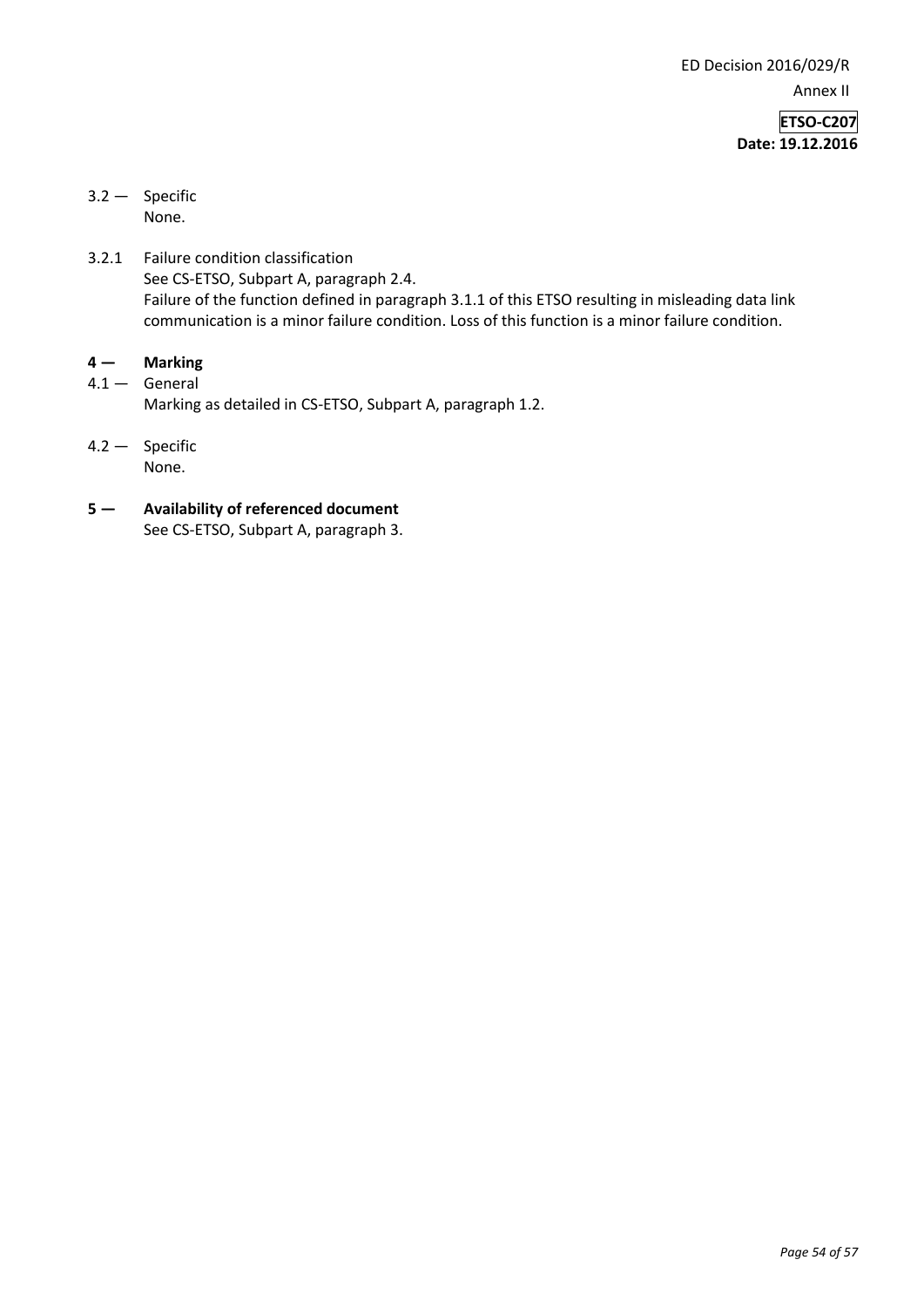3.2 — Specific

None.

3.2.1 Failure condition classification

See CS-ETSO, Subpart A, paragraph 2.4.

Failure of the function defined in paragraph 3.1.1 of this ETSO resulting in misleading data link communication is a minor failure condition. Loss of this function is a minor failure condition.

## 4 — Marking

4.1 — General

Marking as detailed in CS-ETSO, Subpart A, paragraph 1.2.

4.2 — Specific

None.

## 5 — Availability of referenced document

See CS-ETSO, Subpart A, paragraph 3.